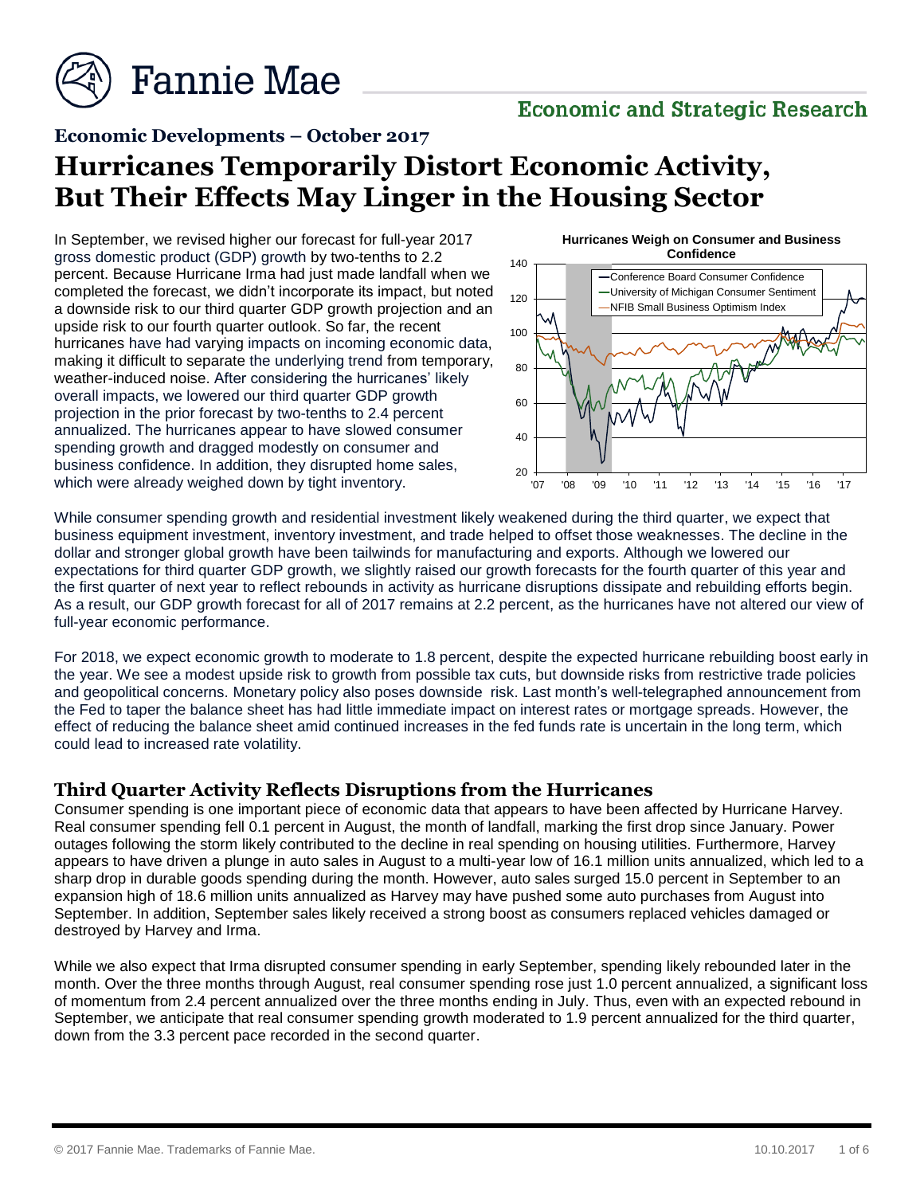# Economic Developments – October 2017

# Hurricanes Temporarily Distort Economic Activity, But Their Effects May Linger in the Housing Sector

In September, we revised higher our forecast for full-year 2017 gross domestic product (GDP) growth by two-tenths to 2.2 percent. Because Hurricane Irma had just made landfall when we completed the forecast, we didn't incorporate its impact, but noted a downside risk to our third quarter GDP growth projection and an upside risk to our fourth quarter outlook. So far, the recent hurricanes have had varying impacts on incoming economic data, making it difficult to separate the underlying trend from temporary, weather-induced noise. After considering the hurricanes' likely overall impacts, we lowered our third quarter GDP growth projection in the prior forecast by two-tenths to 2.4 percent annualized. The hurricanes appear to have slowed consumer spending growth and dragged modestly on consumer and business confidence. In addition, they disrupted home sales, which were already weighed down by tight inventory.

**Hurricanes Weigh on Consumer and Business Confidence**

While consumer spending growth and residential investment likely weakened during the third quarter, we expect that business equipment investment, inventory investment, and trade helped to offset those weaknesses. The decline in the dollar and stronger global growth have been tailwinds for manufacturing and exports. Although we lowered our expectations for third quarter GDP growth, we slightly raised our growth forecasts for the fourth quarter of this year and the first quarter of next year to reflect rebounds in activity as hurricane disruptions dissipate and rebuilding efforts begin. As a result, our GDP growth forecast for all of 2017 remains at 2.2 percent, as the hurricanes have not altered our view of full-year economic performance.

For 2018, we expect economic growth to moderate to 1.8 percent, despite the expected hurricane rebuilding boost early in the year. We see a modest upside risk to growth from possible tax cuts, but downside risks from restrictive trade policies and geopolitical concerns. Monetary policy also poses downside risk. Last month's well-telegraphed announcement from the Fed to taper the balance sheet has had little immediate impact on interest rates or mortgage spreads. However, the effect of reducing the balance sheet amid continued increases in the fed funds rate is uncertain in the long term, which could lead to increased rate volatility.

## Third Quarter Activity Reflects Disruptions from the Hurricanes

Consumer spending is one important piece of economic data that appears to have been affected by Hurricane Harvey. Real consumer spending fell 0.1 percent in August, the month of landfall, marking the first drop since January. Power outages following the storm likely contributed to the decline in real spending on housing utilities. Furthermore, Harvey appears to have driven a plunge in auto sales in August to a multi-year low of 16.1 million units annualized, which led to a sharp drop in durable goods spending during the month. However, auto sales surged 15.0 percent in September to an expansion high of 18.6 million units annualized as Harvey may have pushed some auto purchases from August into September. In addition, September sales likely received a strong boost as consumers replaced vehicles damaged or destroyed by Harvey and Irma.

While we also expect that Irma disrupted consumer spending in early September, spending likely rebounded later in the month. Over the three months through August, real consumer spending rose just 1.0 percent annualized, a significant loss of momentum from 2.4 percent annualized over the three months ending in July. Thus, even with an expected rebound in September, we anticipate that real consumer spending growth moderated to 1.9 percent annualized for the third quarter, down from the 3.3 percent pace recorded in the second quarter.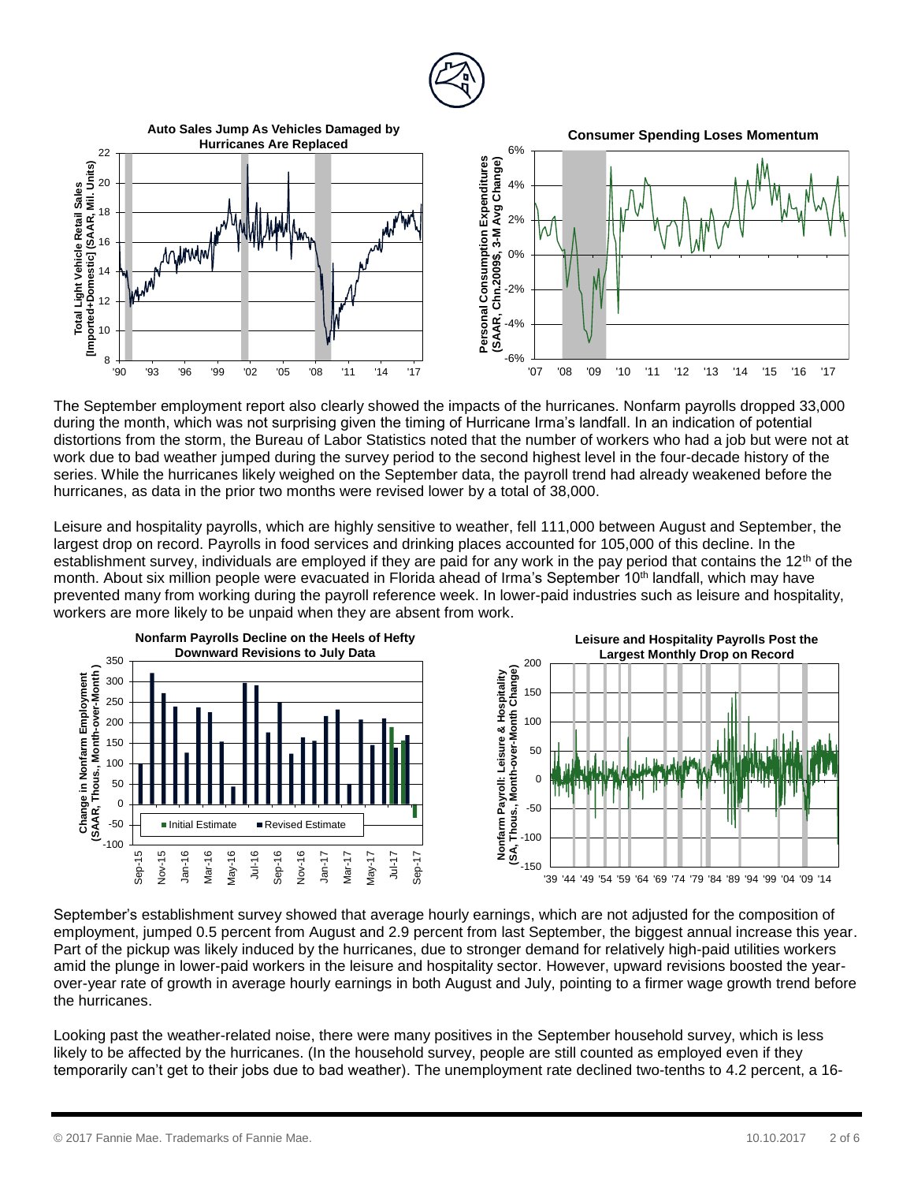**Auto Sales Jump As Vehicles Damaged by Hurricanes Are Replaced**

**Consumer Spending Loses Momentum**

The September employment report also clearly showed the impacts of the hurricanes. Nonfarm payrolls dropped 33,000 during the month, which was not surprising given the timing of Hurricane Irma's landfall. In an indication of potential distortions from the storm, the Bureau of Labor Statistics noted that the number of workers who had a job but were not at work due to bad weather jumped during the survey period to the second highest level in the four-decade history of the series. While the hurricanes likely weighed on the September data, the payroll trend had already weakened before the hurricanes, as data in the prior two months were revised lower by a total of 38,000.

Leisure and hospitality payrolls, which are highly sensitive to weather, fell 111,000 between August and September, the largest drop on record. Payrolls in food services and drinking places accounted for 105,000 of this decline. In the establishment survey, individuals are employed if they are paid for any work in the pay period that contains the 12th of the month. About six million people were evacuated in Florida ahead of Irma's September 10th landfall, which may have prevented many from working during the payroll reference week. In lower-paid industries such as leisure and hospitality, workers are more likely to be unpaid when they are absent from work.

**Nonfarm Payrolls Decline on the Heels of Hefty Downward Revisions to July Data**

**Leisure and Hospitality Payrolls Post the Largest Monthly Drop on Record**

September's establishment survey showed that average hourly earnings, which are not adjusted for the composition of employment, jumped 0.5 percent from August and 2.9 percent from last September, the biggest annual increase this year. Part of the pickup was likely induced by the hurricanes, due to stronger demand for relatively high-paid utilities workers amid the plunge in lower-paid workers in the leisure and hospitality sector. However, upward revisions boosted the year-over-year rate of growth in average hourly earnings in both August and July, pointing to a firmer wage growth trend before the hurricanes.

Looking past the weather-related noise, there were many positives in the September household survey, which is less likely to be affected by the hurricanes. (In the household survey, people are still counted as employed even if they temporarily can't get to their jobs due to bad weather). The unemployment rate declined two-tenths to 4.2 percent, a 16-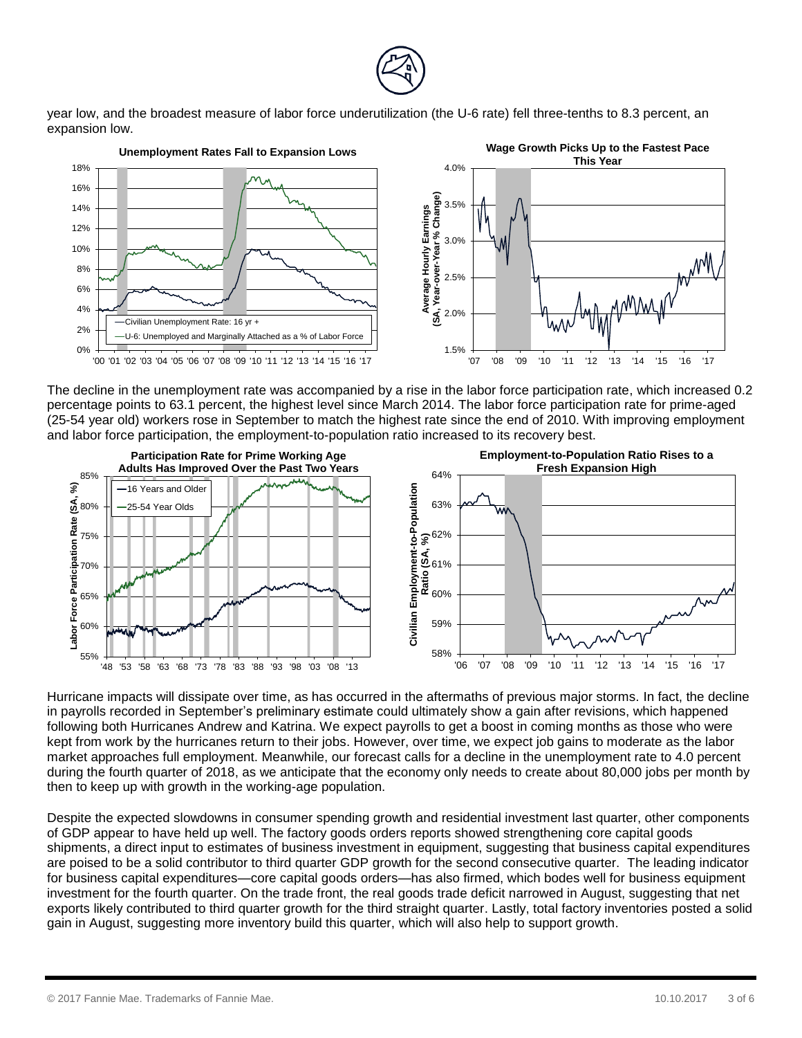year low, and the broadest measure of labor force underutilization (the U-6 rate) fell three-tenths to 8.3 percent, an expansion low.

**Unemployment Rates Fall to Expansion Lows**

**Wage Growth Picks Up to the Fastest Pace This Year**

The decline in the unemployment rate was accompanied by a rise in the labor force participation rate, which increased 0.2 percentage points to 63.1 percent, the highest level since March 2014. The labor force participation rate for prime-aged (25-54 year old) workers rose in September to match the highest rate since the end of 2010. With improving employment and labor force participation, the employment-to-population ratio increased to its recovery best.

**Participation Rate for Prime Working Age Adults Has Improved Over the Past Two Years**

**Employment-to-Population Ratio Rises to a Fresh Expansion High**

Hurricane impacts will dissipate over time, as has occurred in the aftermaths of previous major storms. In fact, the decline in payrolls recorded in September's preliminary estimate could ultimately show a gain after revisions, which happened following both Hurricanes Andrew and Katrina. We expect payrolls to get a boost in coming months as those who were kept from work by the hurricanes return to their jobs. However, over time, we expect job gains to moderate as the labor market approaches full employment. Meanwhile, our forecast calls for a decline in the unemployment rate to 4.0 percent during the fourth quarter of 2018, as we anticipate that the economy only needs to create about 80,000 jobs per month by then to keep up with growth in the working-age population.

Despite the expected slowdowns in consumer spending growth and residential investment last quarter, other components of GDP appear to have held up well. The factory goods orders reports showed strengthening core capital goods shipments, a direct input to estimates of business investment in equipment, suggesting that business capital expenditures are poised to be a solid contributor to third quarter GDP growth for the second consecutive quarter. The leading indicator for business capital expenditures—core capital goods orders—has also firmed, which bodes well for business equipment investment for the fourth quarter. On the trade front, the real goods trade deficit narrowed in August, suggesting that net exports likely contributed to third quarter growth for the third straight quarter. Lastly, total factory inventories posted a solid gain in August, suggesting more inventory build this quarter, which will also help to support growth.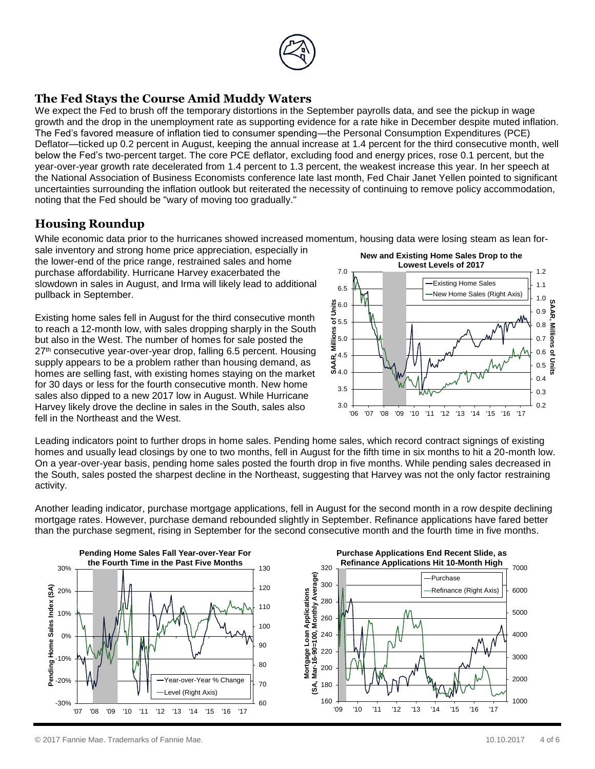## The Fed Stays the Course Amid Muddy Waters

We expect the Fed to brush off the temporary distortions in the September payrolls data, and see the pickup in wage growth and the drop in the unemployment rate as supporting evidence for a rate hike in December despite muted inflation. The Fed's favored measure of inflation tied to consumer spending—the Personal Consumption Expenditures (PCE) Deflator—ticked up 0.2 percent in August, keeping the annual increase at 1.4 percent for the third consecutive month, well below the Fed's two-percent target. The core PCE deflator, excluding food and energy prices, rose 0.1 percent, but the year-over-year growth rate decelerated from 1.4 percent to 1.3 percent, the weakest increase this year. In her speech at the National Association of Business Economists conference late last month, Fed Chair Janet Yellen pointed to significant uncertainties surrounding the inflation outlook but reiterated the necessity of continuing to remove policy accommodation, noting that the Fed should be "wary of moving too gradually."

## Housing Roundup

While economic data prior to the hurricanes showed increased momentum, housing data were losing steam as lean for-sale inventory and strong home price appreciation, especially in the lower-end of the price range, restrained sales and home purchase affordability. Hurricane Harvey exacerbated the slowdown in sales in August, and Irma will likely lead to additional pullback in September.

Existing home sales fell in August for the third consecutive month to reach a 12-month low, with sales dropping sharply in the South but also in the West. The number of homes for sale posted the 27th consecutive year-over-year drop, falling 6.5 percent. Housing supply appears to be a problem rather than housing demand, as homes are selling fast, with existing homes staying on the market for 30 days or less for the fourth consecutive month. New home sales also dipped to a new 2017 low in August. While Hurricane Harvey likely drove the decline in sales in the South, sales also fell in the Northeast and the West.

**New and Existing Home Sales Drop to the Lowest Levels of 2017**

Leading indicators point to further drops in home sales. Pending home sales, which record contract signings of existing homes and usually lead closings by one to two months, fell in August for the fifth time in six months to hit a 20-month low. On a year-over-year basis, pending home sales posted the fourth drop in five months. While pending sales decreased in the South, sales posted the sharpest decline in the Northeast, suggesting that Harvey was not the only factor restraining activity.

Another leading indicator, purchase mortgage applications, fell in August for the second month in a row despite declining mortgage rates. However, purchase demand rebounded slightly in September. Refinance applications have fared better than the purchase segment, rising in September for the second consecutive month and the fourth time in five months.

**Pending Home Sales Fall Year-over-Year For the Fourth Time in the Past Five Months**

**Purchase Applications End Recent Slide, as Refinance Applications Hit 10-Month High**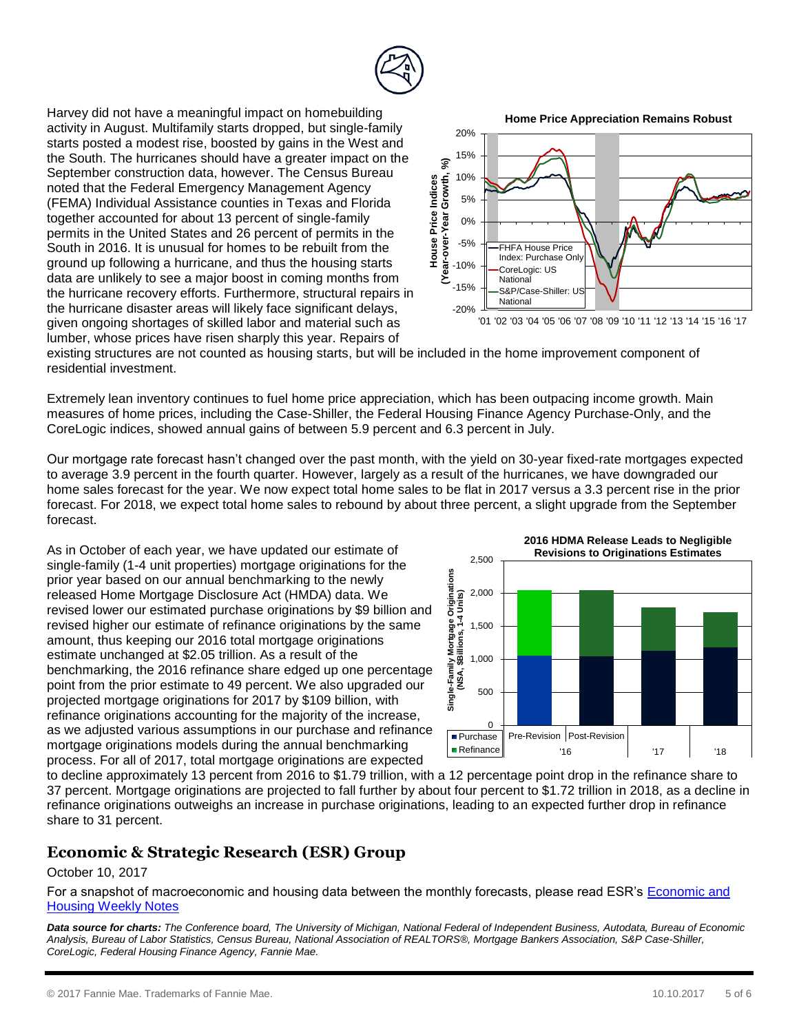Harvey did not have a meaningful impact on homebuilding activity in August. Multifamily starts dropped, but single-family starts posted a modest rise, boosted by gains in the West and the South. The hurricanes should have a greater impact on the September construction data, however. The Census Bureau noted that the Federal Emergency Management Agency (FEMA) Individual Assistance counties in Texas and Florida together accounted for about 13 percent of single-family permits in the United States and 26 percent of permits in the South in 2016. It is unusual for homes to be rebuilt from the ground up following a hurricane, and thus the housing starts data are unlikely to see a major boost in coming months from the hurricane recovery efforts. Furthermore, structural repairs in the hurricane disaster areas will likely face significant delays, given ongoing shortages of skilled labor and material such as lumber, whose prices have risen sharply this year. Repairs of existing structures are not counted as housing starts, but will be included in the home improvement component of residential investment.

**Home Price Appreciation Remains Robust**

Extremely lean inventory continues to fuel home price appreciation, which has been outpacing income growth. Main measures of home prices, including the Case-Shiller, the Federal Housing Finance Agency Purchase-Only, and the CoreLogic indices, showed annual gains of between 5.9 percent and 6.3 percent in July.

Our mortgage rate forecast hasn't changed over the past month, with the yield on 30-year fixed-rate mortgages expected to average 3.9 percent in the fourth quarter. However, largely as a result of the hurricanes, we have downgraded our home sales forecast for the year. We now expect total home sales to be flat in 2017 versus a 3.3 percent rise in the prior forecast. For 2018, we expect total home sales to rebound by about three percent, a slight upgrade from the September forecast.

As in October of each year, we have updated our estimate of single-family (1-4 unit properties) mortgage originations for the prior year based on our annual benchmarking to the newly released Home Mortgage Disclosure Act (HMDA) data. We revised lower our estimated purchase originations by $9 billion and revised higher our estimate of refinance originations by the same amount, thus keeping our 2016 total mortgage originations estimate unchanged at $2.05 trillion. As a result of the benchmarking, the 2016 refinance share edged up one percentage point from the prior estimate to 49 percent. We also upgraded our projected mortgage originations for 2017 by $109 billion, with refinance originations accounting for the majority of the increase, as we adjusted various assumptions in our purchase and refinance mortgage originations models during the annual benchmarking process. For all of 2017, total mortgage originations are expected to decline approximately 13 percent from 2016 to $1.79 trillion, with a 12 percentage point drop in the refinance share to 37 percent. Mortgage originations are projected to fall further by about four percent to $1.72 trillion in 2018, as a decline in refinance originations outweighs an increase in purchase originations, leading to an expected further drop in refinance share to 31 percent.

**2016 HDMA Release Leads to Negligible Revisions to Originations Estimates**

## Economic & Strategic Research (ESR) Group

October 10, 2017

For a snapshot of macroeconomic and housing data between the monthly forecasts, please read ESR's [Economic and Housing Weekly Notes]

***Data source for charts:*** *The Conference board, The University of Michigan, National Federal of Independent Business, Autodata, Bureau of Economic Analysis, Bureau of Labor Statistics, Census Bureau, National Association of REALTORS®, Mortgage Bankers Association, S&P Case-Shiller, CoreLogic, Federal Housing Finance Agency, Fannie Mae.*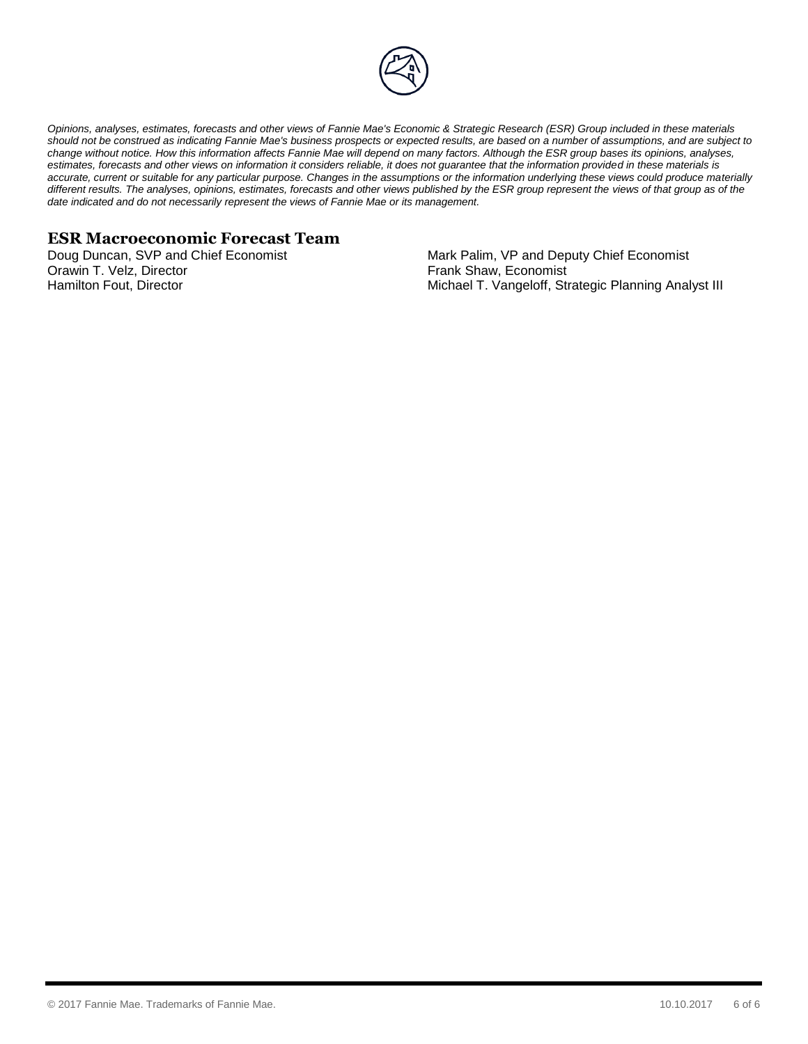*Opinions, analyses, estimates, forecasts and other views of Fannie Mae's Economic & Strategic Research (ESR) Group included in these materials should not be construed as indicating Fannie Mae's business prospects or expected results, are based on a number of assumptions, and are subject to change without notice. How this information affects Fannie Mae will depend on many factors. Although the ESR group bases its opinions, analyses, estimates, forecasts and other views on information it considers reliable, it does not guarantee that the information provided in these materials is accurate, current or suitable for any particular purpose. Changes in the assumptions or the information underlying these views could produce materially different results. The analyses, opinions, estimates, forecasts and other views published by the ESR group represent the views of that group as of the date indicated and do not necessarily represent the views of Fannie Mae or its management.*

## ESR Macroeconomic Forecast Team

Doug Duncan, SVP and Chief Economist
Orawin T. Velz, Director
Hamilton Fout, Director
Mark Palim, VP and Deputy Chief Economist
Frank Shaw, Economist
Michael T. Vangeloff, Strategic Planning Analyst III

© 2017 Fannie Mae. Trademarks of Fannie Mae.